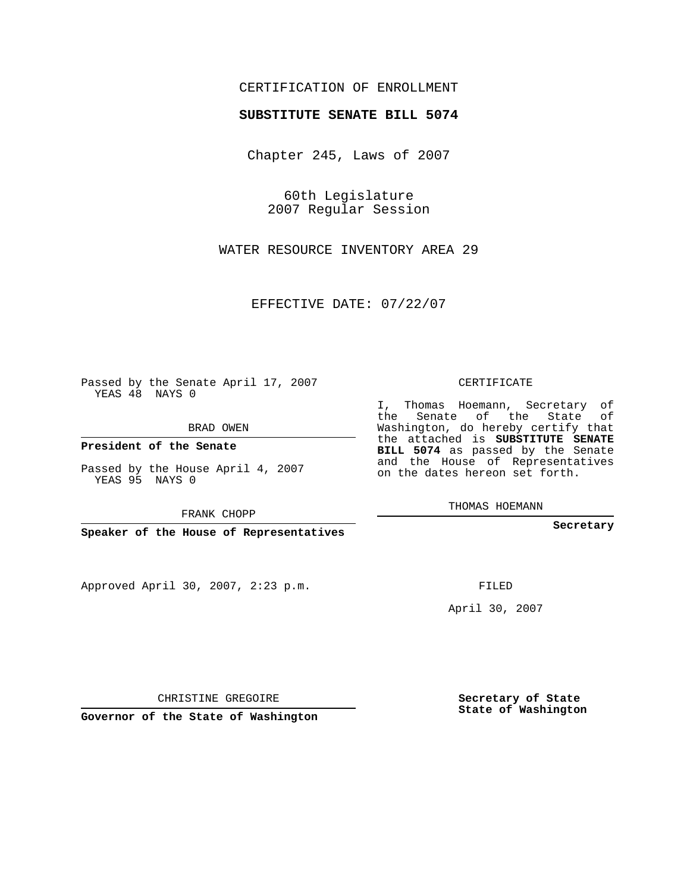CERTIFICATION OF ENROLLMENT

**SUBSTITUTE SENATE BILL 5074**

Chapter 245, Laws of 2007

60th Legislature
2007 Regular Session

WATER RESOURCE INVENTORY AREA 29

EFFECTIVE DATE: 07/22/07

Passed by the Senate April 17, 2007
YEAS 48 NAYS 0

BRAD OWEN

**President of the Senate**

Passed by the House April 4, 2007
YEAS 95 NAYS 0

FRANK CHOPP

**Speaker of the House of Representatives**

CERTIFICATE

I, Thomas Hoemann, Secretary of the Senate of the State of Washington, do hereby certify that the attached is **SUBSTITUTE SENATE BILL 5074** as passed by the Senate and the House of Representatives on the dates hereon set forth.

THOMAS HOEMANN

**Secretary**

Approved April 30, 2007, 2:23 p.m.

FILED

April 30, 2007

CHRISTINE GREGOIRE

**Governor of the State of Washington**

**Secretary of State**
**State of Washington**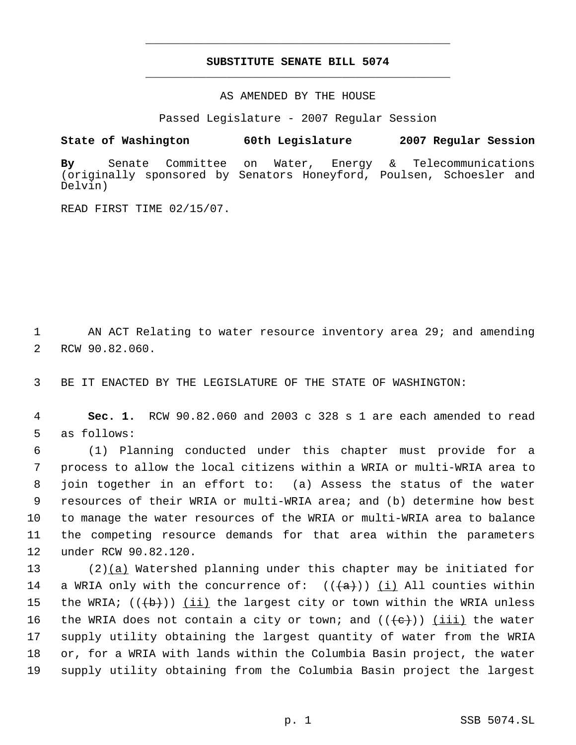**SUBSTITUTE SENATE BILL 5074**

AS AMENDED BY THE HOUSE

Passed Legislature - 2007 Regular Session

**State of Washington 60th Legislature 2007 Regular Session**

**By** Senate Committee on Water, Energy & Telecommunications (originally sponsored by Senators Honeyford, Poulsen, Schoesler and Delvin)

READ FIRST TIME 02/15/07.

1 AN ACT Relating to water resource inventory area 29; and amending
2 RCW 90.82.060.

3 BE IT ENACTED BY THE LEGISLATURE OF THE STATE OF WASHINGTON:

4 **Sec. 1.** RCW 90.82.060 and 2003 c 328 s 1 are each amended to read
5 as follows:

6 (1) Planning conducted under this chapter must provide for a
7 process to allow the local citizens within a WRIA or multi-WRIA area to
8 join together in an effort to: (a) Assess the status of the water
9 resources of their WRIA or multi-WRIA area; and (b) determine how best
10 to manage the water resources of the WRIA or multi-WRIA area to balance
11 the competing resource demands for that area within the parameters
12 under RCW 90.82.120.

13 (2)(a) Watershed planning under this chapter may be initiated for
14 a WRIA only with the concurrence of: ((~~(a)~~)) (i) All counties within
15 the WRIA; ((~~(b)~~)) (ii) the largest city or town within the WRIA unless
16 the WRIA does not contain a city or town; and ((~~(c)~~)) (iii) the water
17 supply utility obtaining the largest quantity of water from the WRIA
18 or, for a WRIA with lands within the Columbia Basin project, the water
19 supply utility obtaining from the Columbia Basin project the largest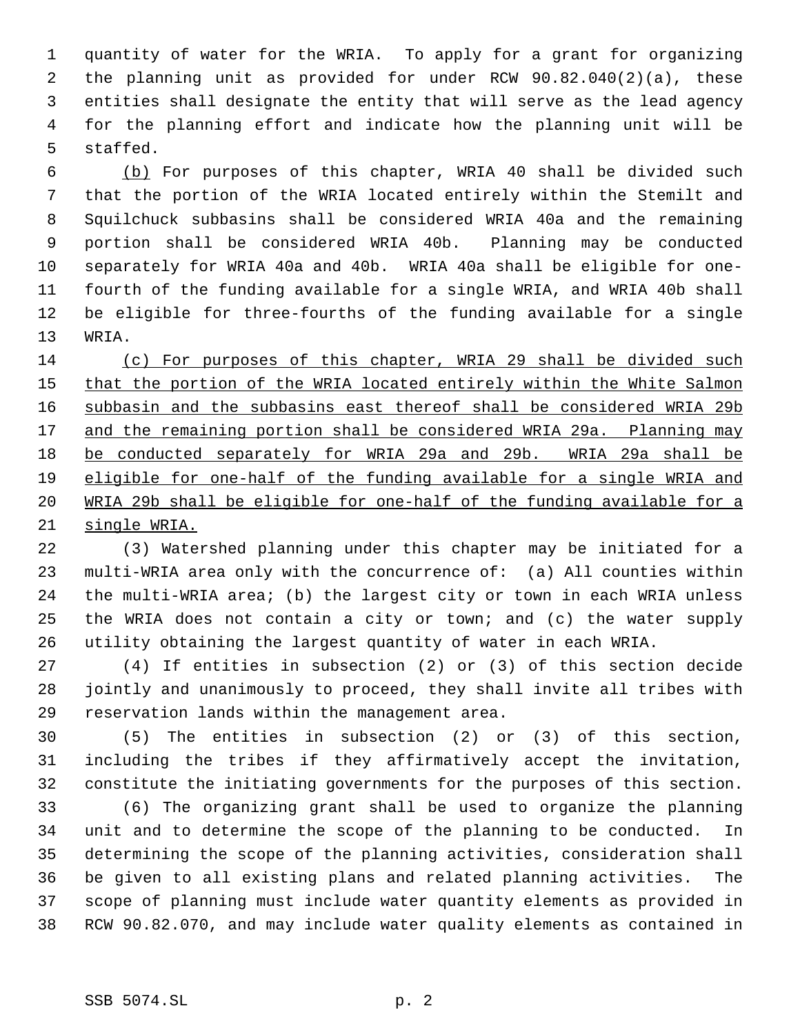quantity of water for the WRIA. To apply for a grant for organizing the planning unit as provided for under RCW 90.82.040(2)(a), these entities shall designate the entity that will serve as the lead agency for the planning effort and indicate how the planning unit will be staffed.

<u>(b)</u> For purposes of this chapter, WRIA 40 shall be divided such that the portion of the WRIA located entirely within the Stemilt and Squilchuck subbasins shall be considered WRIA 40a and the remaining portion shall be considered WRIA 40b. Planning may be conducted separately for WRIA 40a and 40b. WRIA 40a shall be eligible for one-fourth of the funding available for a single WRIA, and WRIA 40b shall be eligible for three-fourths of the funding available for a single WRIA.

<u>(c) For purposes of this chapter, WRIA 29 shall be divided such that the portion of the WRIA located entirely within the White Salmon subbasin and the subbasins east thereof shall be considered WRIA 29b and the remaining portion shall be considered WRIA 29a. Planning may be conducted separately for WRIA 29a and 29b. WRIA 29a shall be eligible for one-half of the funding available for a single WRIA and WRIA 29b shall be eligible for one-half of the funding available for a single WRIA.</u>

(3) Watershed planning under this chapter may be initiated for a multi-WRIA area only with the concurrence of: (a) All counties within the multi-WRIA area; (b) the largest city or town in each WRIA unless the WRIA does not contain a city or town; and (c) the water supply utility obtaining the largest quantity of water in each WRIA.

(4) If entities in subsection (2) or (3) of this section decide jointly and unanimously to proceed, they shall invite all tribes with reservation lands within the management area.

(5) The entities in subsection (2) or (3) of this section, including the tribes if they affirmatively accept the invitation, constitute the initiating governments for the purposes of this section.

(6) The organizing grant shall be used to organize the planning unit and to determine the scope of the planning to be conducted. In determining the scope of the planning activities, consideration shall be given to all existing plans and related planning activities. The scope of planning must include water quantity elements as provided in RCW 90.82.070, and may include water quality elements as contained in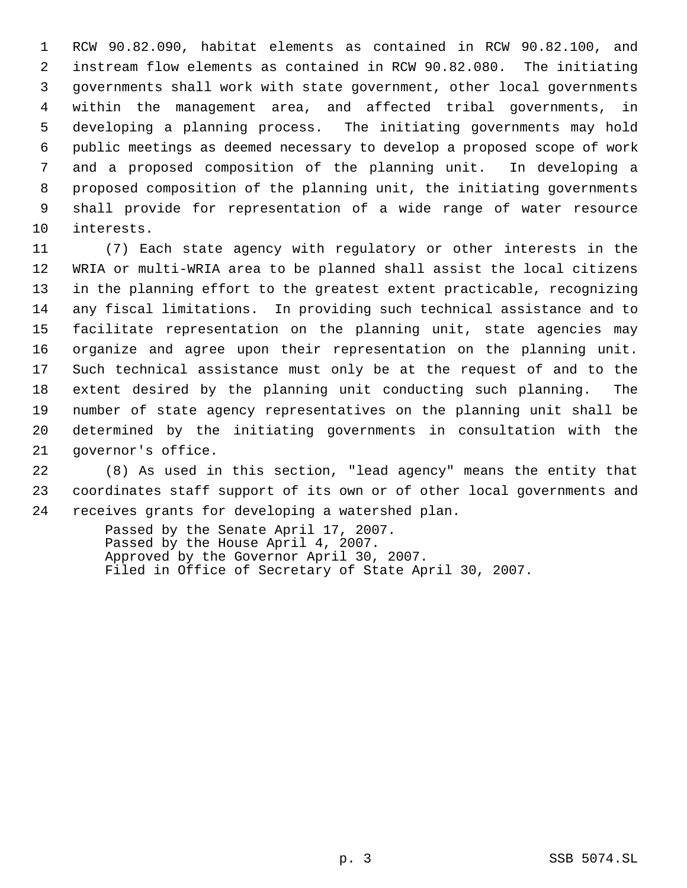RCW 90.82.090, habitat elements as contained in RCW 90.82.100, and instream flow elements as contained in RCW 90.82.080. The initiating governments shall work with state government, other local governments within the management area, and affected tribal governments, in developing a planning process. The initiating governments may hold public meetings as deemed necessary to develop a proposed scope of work and a proposed composition of the planning unit. In developing a proposed composition of the planning unit, the initiating governments shall provide for representation of a wide range of water resource interests.

(7) Each state agency with regulatory or other interests in the WRIA or multi-WRIA area to be planned shall assist the local citizens in the planning effort to the greatest extent practicable, recognizing any fiscal limitations. In providing such technical assistance and to facilitate representation on the planning unit, state agencies may organize and agree upon their representation on the planning unit. Such technical assistance must only be at the request of and to the extent desired by the planning unit conducting such planning. The number of state agency representatives on the planning unit shall be determined by the initiating governments in consultation with the governor's office.

(8) As used in this section, "lead agency" means the entity that coordinates staff support of its own or of other local governments and receives grants for developing a watershed plan.

Passed by the Senate April 17, 2007.
Passed by the House April 4, 2007.
Approved by the Governor April 30, 2007.
Filed in Office of Secretary of State April 30, 2007.